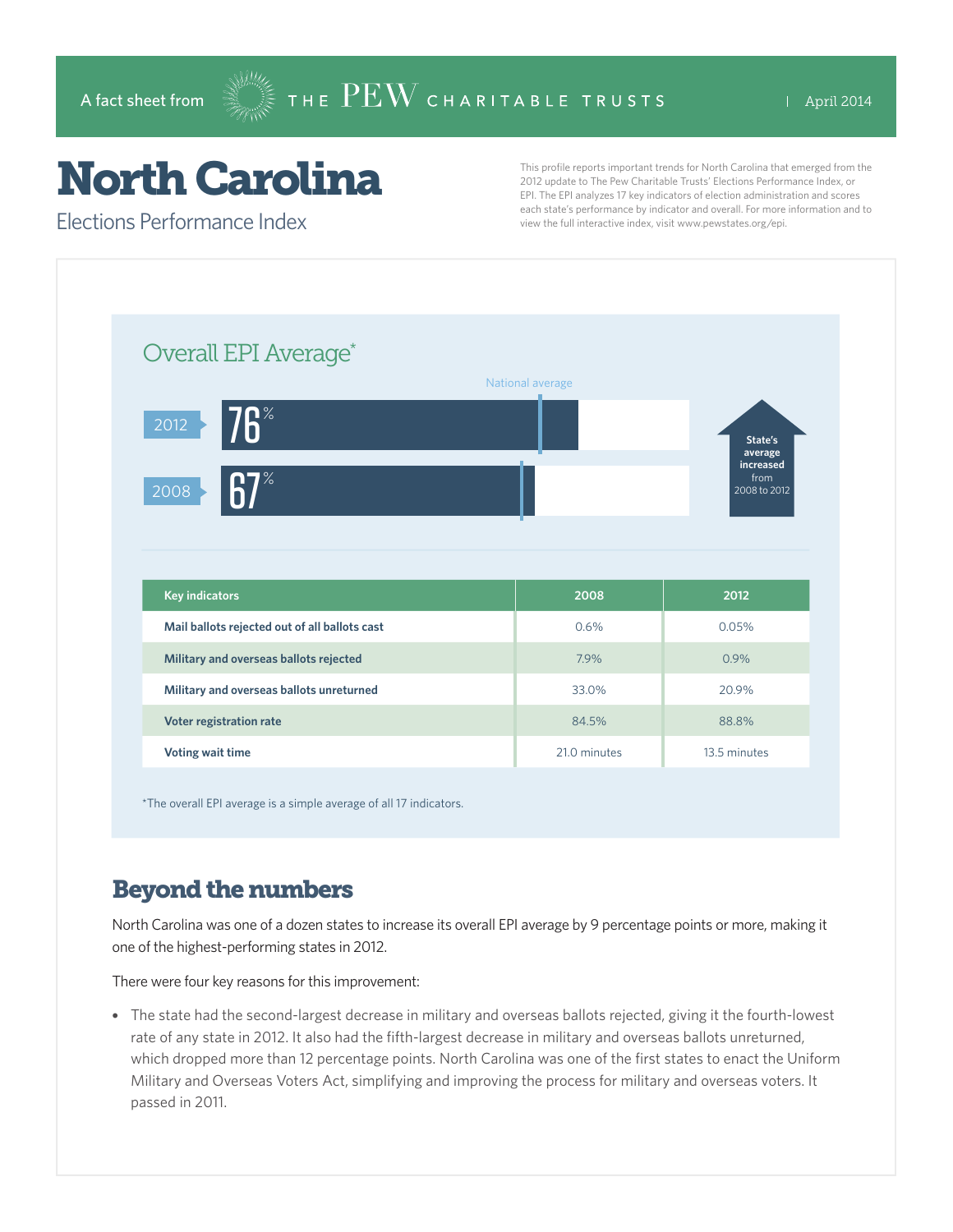A fact sheet from THE PEW CHARITABLE TRUSTS | April 2014

# North Carolina

## Elections Performance Index

This profile reports important trends for North Carolina that emerged from the 2012 update to The Pew Charitable Trusts' Elections Performance Index, or EPI. The EPI analyzes 17 key indicators of election administration and scores each state's performance by indicator and overall. For more information and to view the full interactive index, visit www.pewstates.org/epi.

### Overall EPI Average*

| Year | Overall EPI Average |
|---|---|
| 2012 | 76% |
| 2008 | 67% |

National average

State's average increased from 2008 to 2012

| Key indicators | 2008 | 2012 |
|---|---|---|
| Mail ballots rejected out of all ballots cast | 0.6% | 0.05% |
| Military and overseas ballots rejected | 7.9% | 0.9% |
| Military and overseas ballots unreturned | 33.0% | 20.9% |
| Voter registration rate | 84.5% | 88.8% |
| Voting wait time | 21.0 minutes | 13.5 minutes |

*The overall EPI average is a simple average of all 17 indicators.

## Beyond the numbers

North Carolina was one of a dozen states to increase its overall EPI average by 9 percentage points or more, making it one of the highest-performing states in 2012.

There were four key reasons for this improvement:

- The state had the second-largest decrease in military and overseas ballots rejected, giving it the fourth-lowest rate of any state in 2012. It also had the fifth-largest decrease in military and overseas ballots unreturned, which dropped more than 12 percentage points. North Carolina was one of the first states to enact the Uniform Military and Overseas Voters Act, simplifying and improving the process for military and overseas voters. It passed in 2011.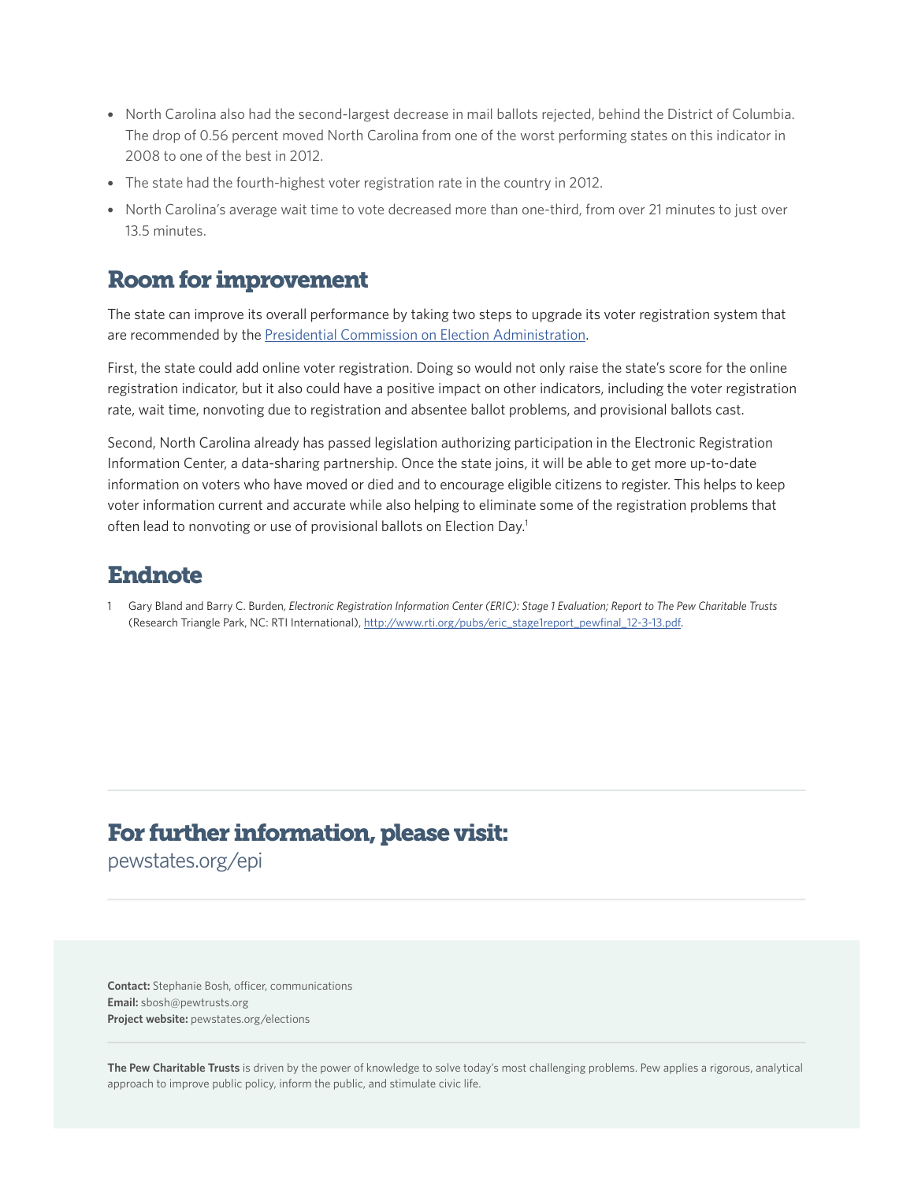- North Carolina also had the second-largest decrease in mail ballots rejected, behind the District of Columbia. The drop of 0.56 percent moved North Carolina from one of the worst performing states on this indicator in 2008 to one of the best in 2012.
- The state had the fourth-highest voter registration rate in the country in 2012.
- North Carolina's average wait time to vote decreased more than one-third, from over 21 minutes to just over 13.5 minutes.

## Room for improvement

The state can improve its overall performance by taking two steps to upgrade its voter registration system that are recommended by the [Presidential Commission on Election Administration](#).

First, the state could add online voter registration. Doing so would not only raise the state's score for the online registration indicator, but it also could have a positive impact on other indicators, including the voter registration rate, wait time, nonvoting due to registration and absentee ballot problems, and provisional ballots cast.

Second, North Carolina already has passed legislation authorizing participation in the Electronic Registration Information Center, a data-sharing partnership. Once the state joins, it will be able to get more up-to-date information on voters who have moved or died and to encourage eligible citizens to register. This helps to keep voter information current and accurate while also helping to eliminate some of the registration problems that often lead to nonvoting or use of provisional ballots on Election Day.[1]

## Endnote

1 Gary Bland and Barry C. Burden, *Electronic Registration Information Center (ERIC): Stage 1 Evaluation; Report to The Pew Charitable Trusts* (Research Triangle Park, NC: RTI International), http://www.rti.org/pubs/eric_stage1report_pewfinal_12-3-13.pdf.

## For further information, please visit:

pewstates.org/epi

**Contact:** Stephanie Bosh, officer, communications
**Email:** sbosh@pewtrusts.org
**Project website:** pewstates.org/elections

**The Pew Charitable Trusts** is driven by the power of knowledge to solve today's most challenging problems. Pew applies a rigorous, analytical approach to improve public policy, inform the public, and stimulate civic life.